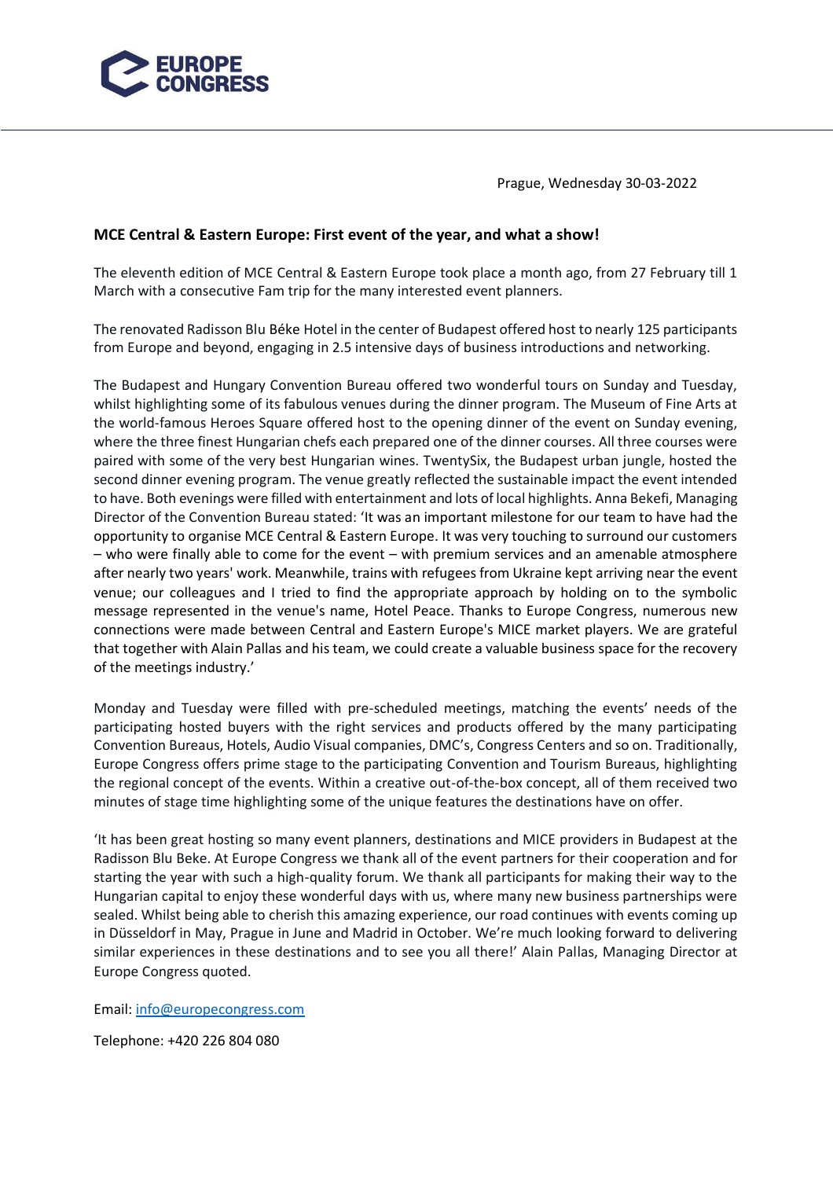Prague, Wednesday 30-03-2022

**MCE Central & Eastern Europe: First event of the year, and what a show!**

The eleventh edition of MCE Central & Eastern Europe took place a month ago, from 27 February till 1 March with a consecutive Fam trip for the many interested event planners.

The renovated Radisson Blu Béke Hotel in the center of Budapest offered host to nearly 125 participants from Europe and beyond, engaging in 2.5 intensive days of business introductions and networking.

The Budapest and Hungary Convention Bureau offered two wonderful tours on Sunday and Tuesday, whilst highlighting some of its fabulous venues during the dinner program. The Museum of Fine Arts at the world-famous Heroes Square offered host to the opening dinner of the event on Sunday evening, where the three finest Hungarian chefs each prepared one of the dinner courses. All three courses were paired with some of the very best Hungarian wines. TwentySix, the Budapest urban jungle, hosted the second dinner evening program. The venue greatly reflected the sustainable impact the event intended to have. Both evenings were filled with entertainment and lots of local highlights. Anna Bekefi, Managing Director of the Convention Bureau stated: 'It was an important milestone for our team to have had the opportunity to organise MCE Central & Eastern Europe. It was very touching to surround our customers – who were finally able to come for the event – with premium services and an amenable atmosphere after nearly two years' work. Meanwhile, trains with refugees from Ukraine kept arriving near the event venue; our colleagues and I tried to find the appropriate approach by holding on to the symbolic message represented in the venue's name, Hotel Peace. Thanks to Europe Congress, numerous new connections were made between Central and Eastern Europe's MICE market players. We are grateful that together with Alain Pallas and his team, we could create a valuable business space for the recovery of the meetings industry.'

Monday and Tuesday were filled with pre-scheduled meetings, matching the events' needs of the participating hosted buyers with the right services and products offered by the many participating Convention Bureaus, Hotels, Audio Visual companies, DMC's, Congress Centers and so on. Traditionally, Europe Congress offers prime stage to the participating Convention and Tourism Bureaus, highlighting the regional concept of the events. Within a creative out-of-the-box concept, all of them received two minutes of stage time highlighting some of the unique features the destinations have on offer.

'It has been great hosting so many event planners, destinations and MICE providers in Budapest at the Radisson Blu Beke. At Europe Congress we thank all of the event partners for their cooperation and for starting the year with such a high-quality forum. We thank all participants for making their way to the Hungarian capital to enjoy these wonderful days with us, where many new business partnerships were sealed. Whilst being able to cherish this amazing experience, our road continues with events coming up in Düsseldorf in May, Prague in June and Madrid in October. We're much looking forward to delivering similar experiences in these destinations and to see you all there!' Alain Pallas, Managing Director at Europe Congress quoted.

Email: info@europecongress.com

Telephone: +420 226 804 080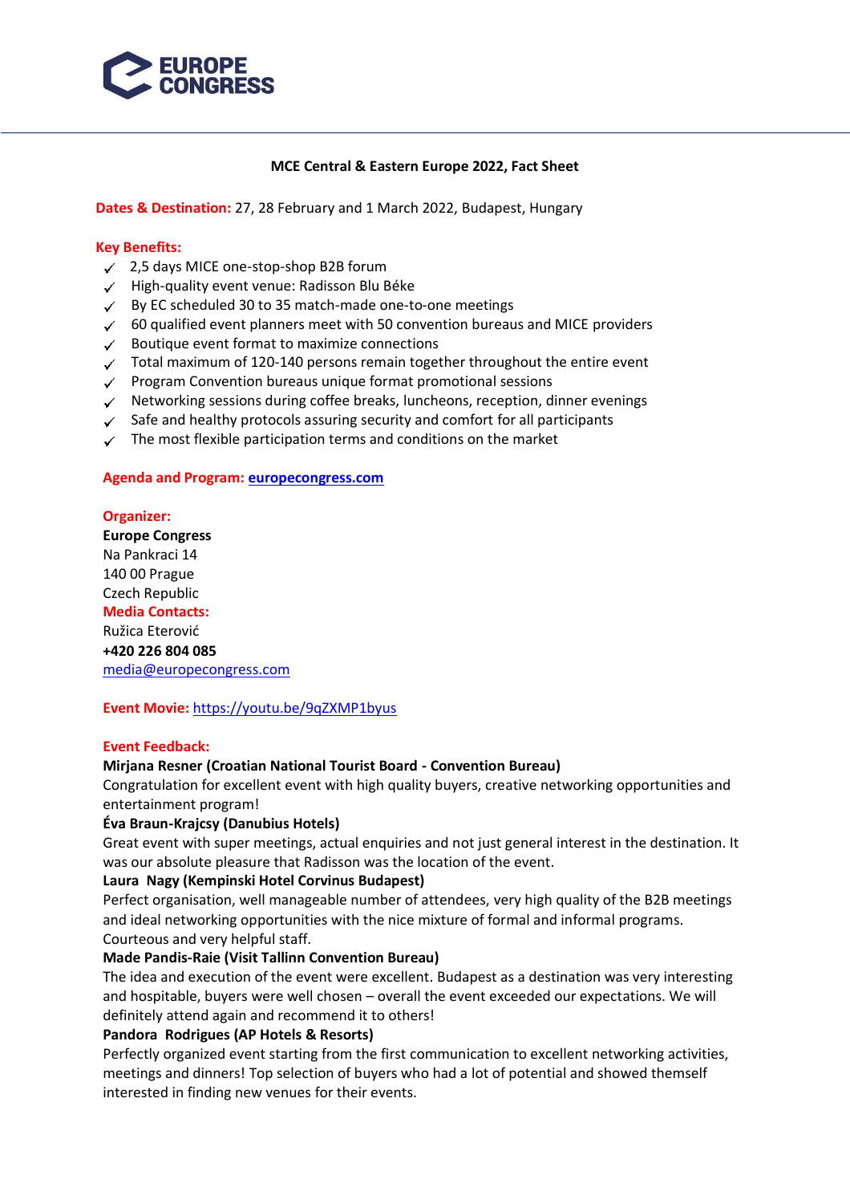EUROPE CONGRESS

**MCE Central & Eastern Europe 2022, Fact Sheet**

**Dates & Destination:** 27, 28 February and 1 March 2022, Budapest, Hungary

**Key Benefits:**

- ✓ 2,5 days MICE one-stop-shop B2B forum
- ✓ High-quality event venue: Radisson Blu Béke
- ✓ By EC scheduled 30 to 35 match-made one-to-one meetings
- ✓ 60 qualified event planners meet with 50 convention bureaus and MICE providers
- ✓ Boutique event format to maximize connections
- ✓ Total maximum of 120-140 persons remain together throughout the entire event
- ✓ Program Convention bureaus unique format promotional sessions
- ✓ Networking sessions during coffee breaks, luncheons, reception, dinner evenings
- ✓ Safe and healthy protocols assuring security and comfort for all participants
- ✓ The most flexible participation terms and conditions on the market

**Agenda and Program:** europecongress.com

**Organizer:**
**Europe Congress**
Na Pankraci 14
140 00 Prague
Czech Republic

**Media Contacts:**
Ružica Eterović
**+420 226 804 085**
media@europecongress.com

**Event Movie:** https://youtu.be/9qZXMP1byus

**Event Feedback:**

**Mirjana Resner (Croatian National Tourist Board - Convention Bureau)**
Congratulation for excellent event with high quality buyers, creative networking opportunities and entertainment program!

**Éva Braun-Krajcsy (Danubius Hotels)**
Great event with super meetings, actual enquiries and not just general interest in the destination. It was our absolute pleasure that Radisson was the location of the event.

**Laura Nagy (Kempinski Hotel Corvinus Budapest)**
Perfect organisation, well manageable number of attendees, very high quality of the B2B meetings and ideal networking opportunities with the nice mixture of formal and informal programs. Courteous and very helpful staff.

**Made Pandis-Raie (Visit Tallinn Convention Bureau)**
The idea and execution of the event were excellent. Budapest as a destination was very interesting and hospitable, buyers were well chosen – overall the event exceeded our expectations. We will definitely attend again and recommend it to others!

**Pandora Rodrigues (AP Hotels & Resorts)**
Perfectly organized event starting from the first communication to excellent networking activities, meetings and dinners! Top selection of buyers who had a lot of potential and showed themself interested in finding new venues for their events.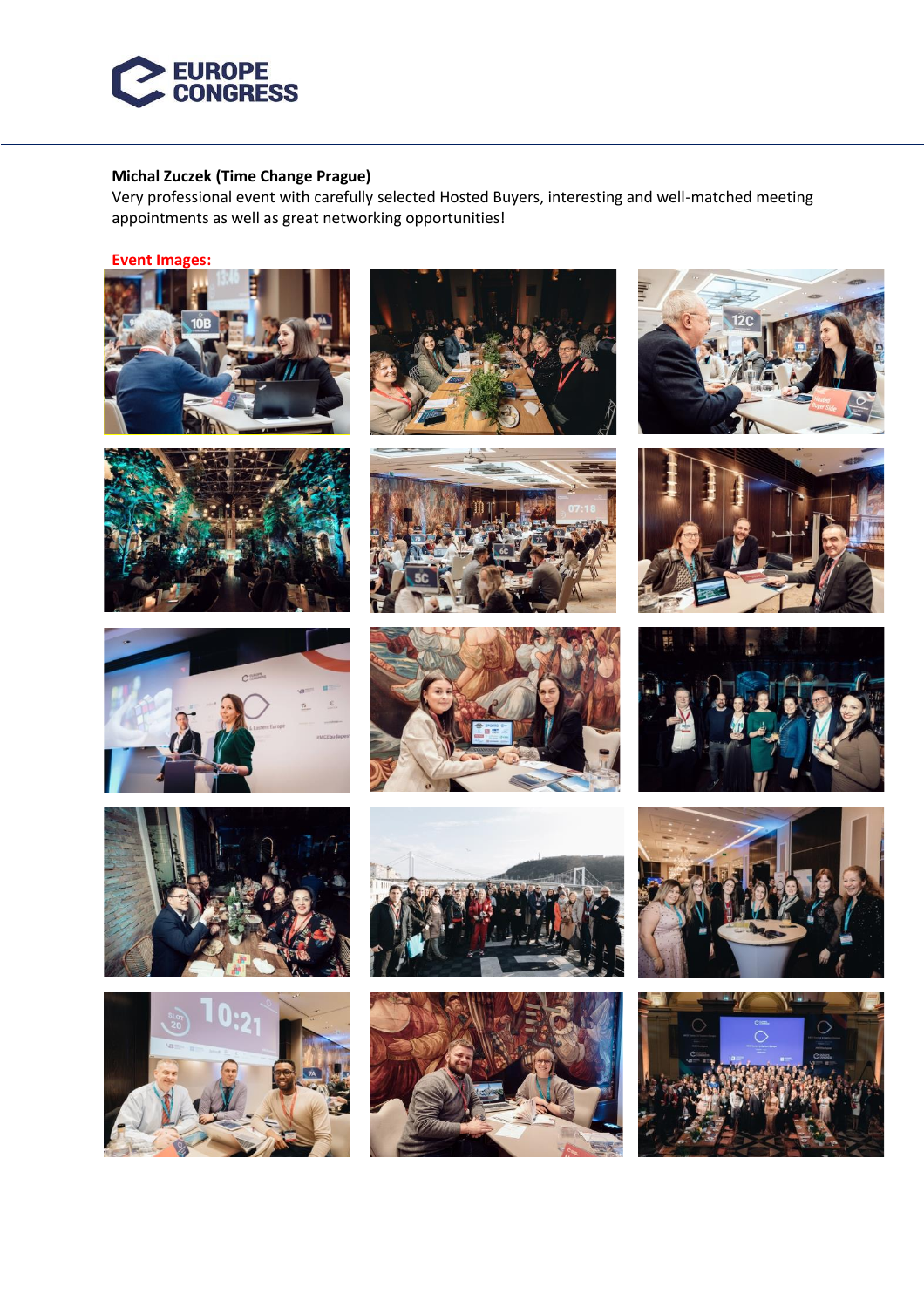**Michal Zuczek (Time Change Prague)**
Very professional event with carefully selected Hosted Buyers, interesting and well-matched meeting appointments as well as great networking opportunities!

**Event Images:**